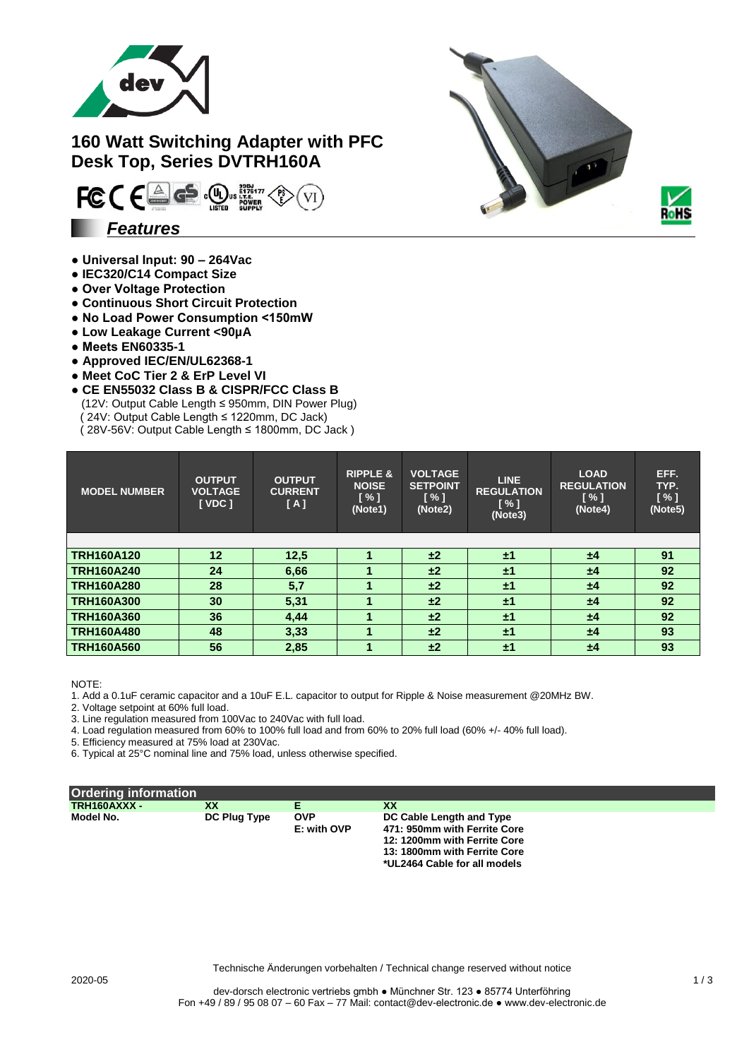# 160 Watt Switching Adapter with PFC Desk Top, Series DVTRH160A

## *Features*

- **Universal Input: 90 – 264Vac**
- **IEC320/C14 Compact Size**
- **Over Voltage Protection**
- **Continuous Short Circuit Protection**
- **No Load Power Consumption <150mW**
- **Low Leakage Current <90µA**
- **Meets EN60335-1**
- **Approved IEC/EN/UL62368-1**
- **Meet CoC Tier 2 & ErP Level VI**
- **CE EN55032 Class B & CISPR/FCC Class B**
  (12V: Output Cable Length ≤ 950mm, DIN Power Plug)
  ( 24V: Output Cable Length ≤ 1220mm, DC Jack)
  ( 28V-56V: Output Cable Length ≤ 1800mm, DC Jack )

| MODEL NUMBER | OUTPUT VOLTAGE [ VDC ] | OUTPUT CURRENT [ A ] | RIPPLE & NOISE [ % ] (Note1) | VOLTAGE SETPOINT [ % ] (Note2) | LINE REGULATION [ % ] (Note3) | LOAD REGULATION [ % ] (Note4) | EFF. TYP. [ % ] (Note5) |
|---|---|---|---|---|---|---|---|
| **TRH160A120** | 12 | 12,5 | 1 | ±2 | ±1 | ±4 | 91 |
| **TRH160A240** | 24 | 6,66 | 1 | ±2 | ±1 | ±4 | 92 |
| **TRH160A280** | 28 | 5,7 | 1 | ±2 | ±1 | ±4 | 92 |
| **TRH160A300** | 30 | 5,31 | 1 | ±2 | ±1 | ±4 | 92 |
| **TRH160A360** | 36 | 4,44 | 1 | ±2 | ±1 | ±4 | 92 |
| **TRH160A480** | 48 | 3,33 | 1 | ±2 | ±1 | ±4 | 93 |
| **TRH160A560** | 56 | 2,85 | 1 | ±2 | ±1 | ±4 | 93 |

NOTE:
1. Add a 0.1uF ceramic capacitor and a 10uF E.L. capacitor to output for Ripple & Noise measurement @20MHz BW.
2. Voltage setpoint at 60% full load.
3. Line regulation measured from 100Vac to 240Vac with full load.
4. Load regulation measured from 60% to 100% full load and from 60% to 20% full load (60% +/- 40% full load).
5. Efficiency measured at 75% load at 230Vac.
6. Typical at 25°C nominal line and 75% load, unless otherwise specified.

## Ordering information

| TRH160AXXX - | XX | E | XX |
|---|---|---|---|
| **Model No.** | **DC Plug Type** | **OVP**<br>**E: with OVP** | **DC Cable Length and Type**<br>**471: 950mm with Ferrite Core**<br>**12: 1200mm with Ferrite Core**<br>**13: 1800mm with Ferrite Core**<br>**\*UL2464 Cable for all models** |

Technische Änderungen vorbehalten / Technical change reserved without notice

2020-05

dev-dorsch electronic vertriebs gmbh ● Münchner Str. 123 ● 85774 Unterföhring
Fon +49 / 89 / 95 08 07 – 60 Fax – 77 Mail: contact@dev-electronic.de ● www.dev-electronic.de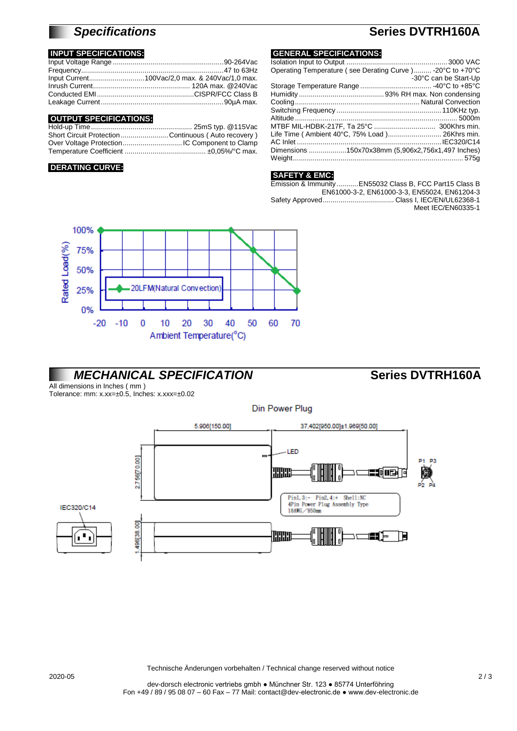## *Specifications* — Series DVTRH160A

### INPUT SPECIFICATIONS:

Input Voltage Range ........................................................90-264Vac
Frequency........................................................................47 to 63Hz
Input Current............................100Vac/2,0 max. & 240Vac/1,0 max.
Inrush Current................................................. 120A max. @240Vac
Conducted EMI .................................................CISPR/FCC Class B
Leakage Current.............................................................90µA max.

### OUTPUT SPECIFICATIONS:

Hold-up Time.................................................. 25mS typ. @115Vac
Short Circuit Protection........................Continuous ( Auto recovery )
Over Voltage Protection.............................IC Component to Clamp
Temperature Coefficient ........................................ ±0,05%/°C max.

### DERATING CURVE:

### GENERAL SPECIFICATIONS:

Isolation Input to Output ..................................................3000 VAC
Operating Temperature ( see Derating Curve )......... -20°C to +70°C
-30°C can be Start-Up
Storage Temperature Range .................................... -40°C to +85°C
Humidity ........................................... 93% RH max. Non condensing
Cooling.............................................................. Natural Convection
Switching Frequency ....................................................110KHz typ.
Altitude ................................................................................. 5000m
MTBF MIL-HDBK-217F, Ta 25°C ............................... 300Khrs min.
Life Time ( Ambient 40°C, 75% Load )........................... 26Khrs min.
AC Inlet ......................................................................... IEC320/C14
Dimensions ...................150x70x38mm (5,906x2,756x1,497 Inches)
Weight...................................................................................... 575g

### SAFETY & EMC:

Emission & Immunity...........EN55032 Class B, FCC Part15 Class B
EN61000-3-2, EN61000-3-3, EN55024, EN61204-3
Safety Approved.................................... Class I, IEC/EN/UL62368-1
Meet IEC/EN60335-1

Rated Load(%): 100%, 75%, 50%, 25%, 0%
Ambient Temperature(°C): -20, -10, 0, 10, 20, 30, 40, 50, 60, 70
20LFM(Natural Convection)

## *MECHANICAL SPECIFICATION* — Series DVTRH160A

All dimensions in Inches ( mm )
Tolerance: mm: x.xx=±0.5, Inches: x.xxx=±0.02

Din Power Plug

5.906[150.00] — 37.402[950.00]±1.969[50.00] — 2.756[70.00] — 1.496[38.00]

LED — IEC320/C14 — P1 P3 P2 P4

Pin1, 3:- Pin2, 4:+ Shell:NC
4Pin Power Plug Assembly Type
16AWG / 950mm

Technische Änderungen vorbehalten / Technical change reserved without notice

2020-05

dev-dorsch electronic vertriebs gmbh ● Münchner Str. 123 ● 85774 Unterföhring
Fon +49 / 89 / 95 08 07 – 60 Fax – 77 Mail: contact@dev-electronic.de ● www.dev-electronic.de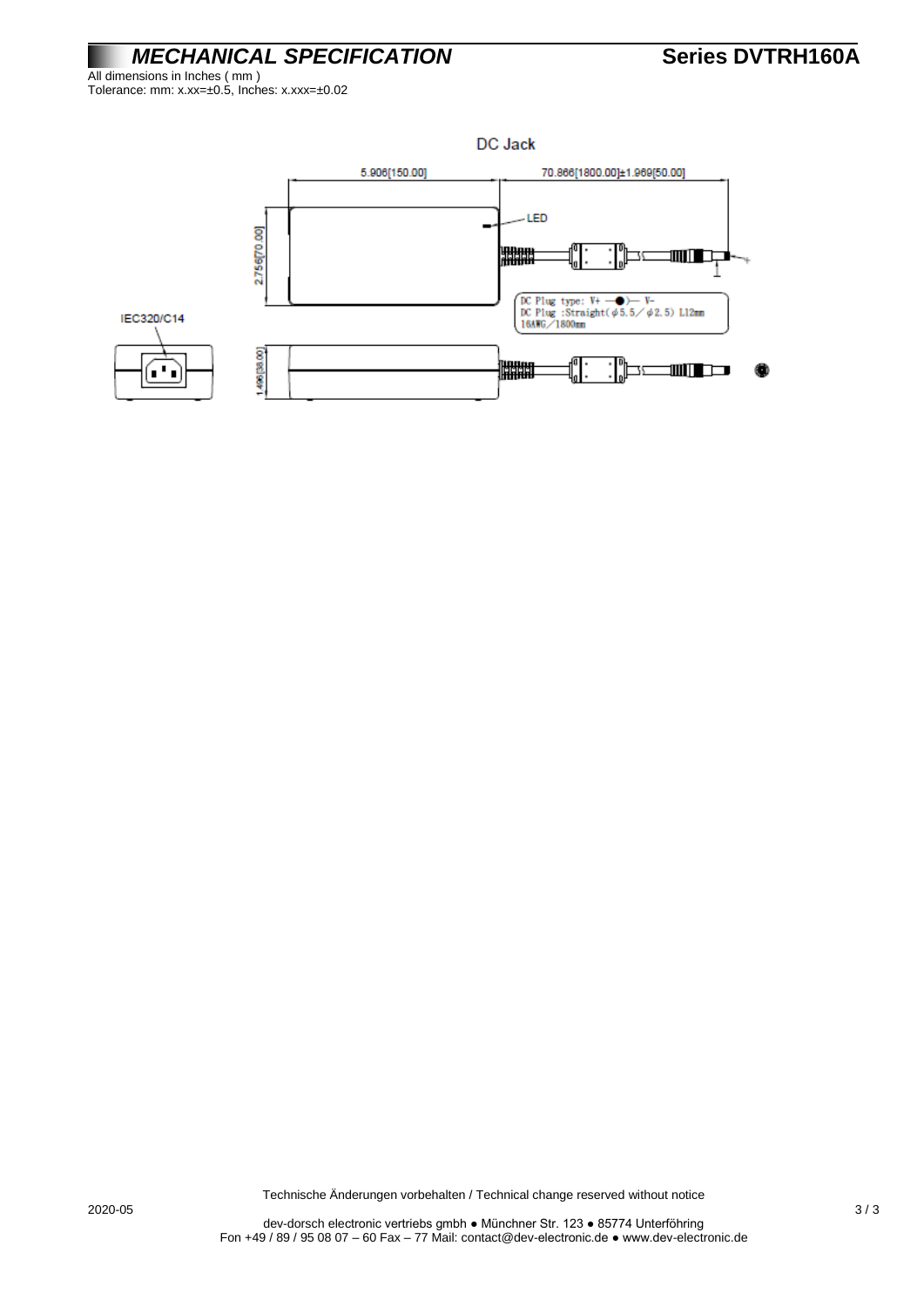# *MECHANICAL SPECIFICATION*

**Series DVTRH160A**

All dimensions in Inches ( mm )
Tolerance: mm: x.xx=±0.5, Inches: x.xxx=±0.02

DC Jack

5.906[150.00]

70.866[1800.00]±1.969[50.00]

LED

2.756[70.00]

DC Plug type: V+ —●)— V-
DC Plug :Straight(ϕ5.5／ϕ2.5) L12mm
16AWG／1800mm

IEC320/C14

1.496[38.00]

Technische Änderungen vorbehalten / Technical change reserved without notice

2020-05

dev-dorsch electronic vertriebs gmbh ● Münchner Str. 123 ● 85774 Unterföhring
Fon +49 / 89 / 95 08 07 – 60 Fax – 77 Mail: contact@dev-electronic.de ● www.dev-electronic.de